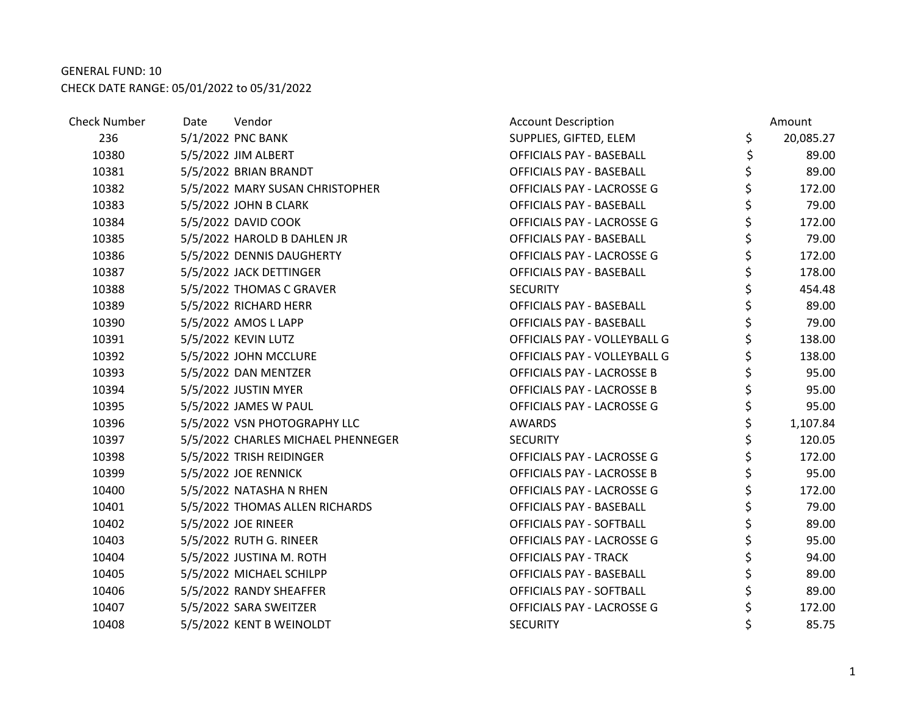GENERAL FUND: 10

CHECK DATE RANGE: 05/01/2022 to 05/31/2022

| Check Number | Date | Vendor | Account Description | Amount |
|---|---|---|---|---|
| 236 | 5/1/2022 | PNC BANK | SUPPLIES, GIFTED, ELEM | $ 20,085.27 |
| 10380 | 5/5/2022 | JIM ALBERT | OFFICIALS PAY - BASEBALL | $ 89.00 |
| 10381 | 5/5/2022 | BRIAN BRANDT | OFFICIALS PAY - BASEBALL | $ 89.00 |
| 10382 | 5/5/2022 | MARY SUSAN CHRISTOPHER | OFFICIALS PAY - LACROSSE G | $ 172.00 |
| 10383 | 5/5/2022 | JOHN B CLARK | OFFICIALS PAY - BASEBALL | $ 79.00 |
| 10384 | 5/5/2022 | DAVID COOK | OFFICIALS PAY - LACROSSE G | $ 172.00 |
| 10385 | 5/5/2022 | HAROLD B DAHLEN JR | OFFICIALS PAY - BASEBALL | $ 79.00 |
| 10386 | 5/5/2022 | DENNIS DAUGHERTY | OFFICIALS PAY - LACROSSE G | $ 172.00 |
| 10387 | 5/5/2022 | JACK DETTINGER | OFFICIALS PAY - BASEBALL | $ 178.00 |
| 10388 | 5/5/2022 | THOMAS C GRAVER | SECURITY | $ 454.48 |
| 10389 | 5/5/2022 | RICHARD HERR | OFFICIALS PAY - BASEBALL | $ 89.00 |
| 10390 | 5/5/2022 | AMOS L LAPP | OFFICIALS PAY - BASEBALL | $ 79.00 |
| 10391 | 5/5/2022 | KEVIN LUTZ | OFFICIALS PAY - VOLLEYBALL G | $ 138.00 |
| 10392 | 5/5/2022 | JOHN MCCLURE | OFFICIALS PAY - VOLLEYBALL G | $ 138.00 |
| 10393 | 5/5/2022 | DAN MENTZER | OFFICIALS PAY - LACROSSE B | $ 95.00 |
| 10394 | 5/5/2022 | JUSTIN MYER | OFFICIALS PAY - LACROSSE B | $ 95.00 |
| 10395 | 5/5/2022 | JAMES W PAUL | OFFICIALS PAY - LACROSSE G | $ 95.00 |
| 10396 | 5/5/2022 | VSN PHOTOGRAPHY LLC | AWARDS | $ 1,107.84 |
| 10397 | 5/5/2022 | CHARLES MICHAEL PHENNEGER | SECURITY | $ 120.05 |
| 10398 | 5/5/2022 | TRISH REIDINGER | OFFICIALS PAY - LACROSSE G | $ 172.00 |
| 10399 | 5/5/2022 | JOE RENNICK | OFFICIALS PAY - LACROSSE B | $ 95.00 |
| 10400 | 5/5/2022 | NATASHA N RHEN | OFFICIALS PAY - LACROSSE G | $ 172.00 |
| 10401 | 5/5/2022 | THOMAS ALLEN RICHARDS | OFFICIALS PAY - BASEBALL | $ 79.00 |
| 10402 | 5/5/2022 | JOE RINEER | OFFICIALS PAY - SOFTBALL | $ 89.00 |
| 10403 | 5/5/2022 | RUTH G. RINEER | OFFICIALS PAY - LACROSSE G | $ 95.00 |
| 10404 | 5/5/2022 | JUSTINA M. ROTH | OFFICIALS PAY - TRACK | $ 94.00 |
| 10405 | 5/5/2022 | MICHAEL SCHILPP | OFFICIALS PAY - BASEBALL | $ 89.00 |
| 10406 | 5/5/2022 | RANDY SHEAFFER | OFFICIALS PAY - SOFTBALL | $ 89.00 |
| 10407 | 5/5/2022 | SARA SWEITZER | OFFICIALS PAY - LACROSSE G | $ 172.00 |
| 10408 | 5/5/2022 | KENT B WEINOLDT | SECURITY | $ 85.75 |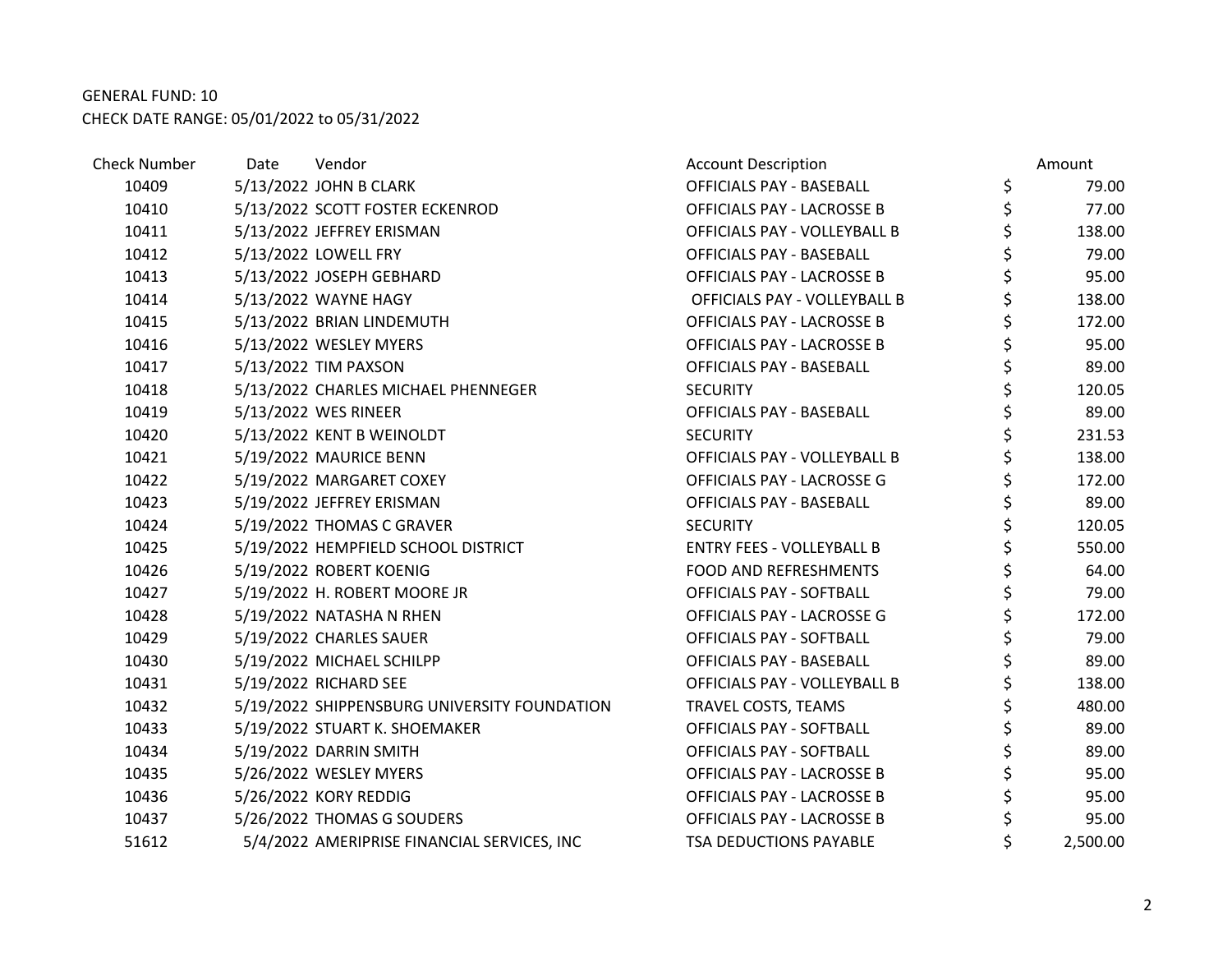GENERAL FUND: 10

CHECK DATE RANGE: 05/01/2022 to 05/31/2022

| Check Number | Date | Vendor | Account Description | Amount |
|---|---|---|---|---|
| 10409 | 5/13/2022 | JOHN B CLARK | OFFICIALS PAY - BASEBALL | $ 79.00 |
| 10410 | 5/13/2022 | SCOTT FOSTER ECKENROD | OFFICIALS PAY - LACROSSE B | $ 77.00 |
| 10411 | 5/13/2022 | JEFFREY ERISMAN | OFFICIALS PAY - VOLLEYBALL B | $ 138.00 |
| 10412 | 5/13/2022 | LOWELL FRY | OFFICIALS PAY - BASEBALL | $ 79.00 |
| 10413 | 5/13/2022 | JOSEPH GEBHARD | OFFICIALS PAY - LACROSSE B | $ 95.00 |
| 10414 | 5/13/2022 | WAYNE HAGY | OFFICIALS PAY - VOLLEYBALL B | $ 138.00 |
| 10415 | 5/13/2022 | BRIAN LINDEMUTH | OFFICIALS PAY - LACROSSE B | $ 172.00 |
| 10416 | 5/13/2022 | WESLEY MYERS | OFFICIALS PAY - LACROSSE B | $ 95.00 |
| 10417 | 5/13/2022 | TIM PAXSON | OFFICIALS PAY - BASEBALL | $ 89.00 |
| 10418 | 5/13/2022 | CHARLES MICHAEL PHENNEGER | SECURITY | $ 120.05 |
| 10419 | 5/13/2022 | WES RINEER | OFFICIALS PAY - BASEBALL | $ 89.00 |
| 10420 | 5/13/2022 | KENT B WEINOLDT | SECURITY | $ 231.53 |
| 10421 | 5/19/2022 | MAURICE BENN | OFFICIALS PAY - VOLLEYBALL B | $ 138.00 |
| 10422 | 5/19/2022 | MARGARET COXEY | OFFICIALS PAY - LACROSSE G | $ 172.00 |
| 10423 | 5/19/2022 | JEFFREY ERISMAN | OFFICIALS PAY - BASEBALL | $ 89.00 |
| 10424 | 5/19/2022 | THOMAS C GRAVER | SECURITY | $ 120.05 |
| 10425 | 5/19/2022 | HEMPFIELD SCHOOL DISTRICT | ENTRY FEES - VOLLEYBALL B | $ 550.00 |
| 10426 | 5/19/2022 | ROBERT KOENIG | FOOD AND REFRESHMENTS | $ 64.00 |
| 10427 | 5/19/2022 | H. ROBERT MOORE JR | OFFICIALS PAY - SOFTBALL | $ 79.00 |
| 10428 | 5/19/2022 | NATASHA N RHEN | OFFICIALS PAY - LACROSSE G | $ 172.00 |
| 10429 | 5/19/2022 | CHARLES SAUER | OFFICIALS PAY - SOFTBALL | $ 79.00 |
| 10430 | 5/19/2022 | MICHAEL SCHILPP | OFFICIALS PAY - BASEBALL | $ 89.00 |
| 10431 | 5/19/2022 | RICHARD SEE | OFFICIALS PAY - VOLLEYBALL B | $ 138.00 |
| 10432 | 5/19/2022 | SHIPPENSBURG UNIVERSITY FOUNDATION | TRAVEL COSTS, TEAMS | $ 480.00 |
| 10433 | 5/19/2022 | STUART K. SHOEMAKER | OFFICIALS PAY - SOFTBALL | $ 89.00 |
| 10434 | 5/19/2022 | DARRIN SMITH | OFFICIALS PAY - SOFTBALL | $ 89.00 |
| 10435 | 5/26/2022 | WESLEY MYERS | OFFICIALS PAY - LACROSSE B | $ 95.00 |
| 10436 | 5/26/2022 | KORY REDDIG | OFFICIALS PAY - LACROSSE B | $ 95.00 |
| 10437 | 5/26/2022 | THOMAS G SOUDERS | OFFICIALS PAY - LACROSSE B | $ 95.00 |
| 51612 | 5/4/2022 | AMERIPRISE FINANCIAL SERVICES, INC | TSA DEDUCTIONS PAYABLE | $ 2,500.00 |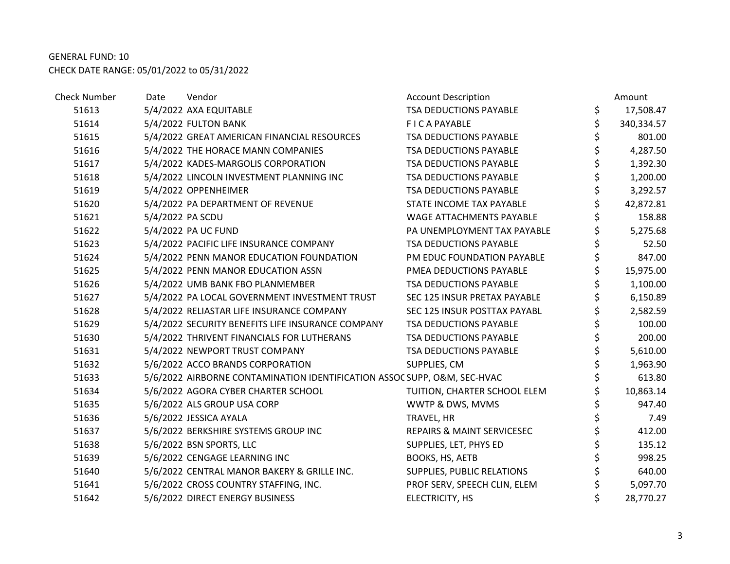GENERAL FUND: 10

CHECK DATE RANGE: 05/01/2022 to 05/31/2022

| Check Number | Date | Vendor | Account Description | Amount |
|---|---|---|---|---|
| 51613 | 5/4/2022 | AXA EQUITABLE | TSA DEDUCTIONS PAYABLE | $ 17,508.47 |
| 51614 | 5/4/2022 | FULTON BANK | F I C A PAYABLE | $ 340,334.57 |
| 51615 | 5/4/2022 | GREAT AMERICAN FINANCIAL RESOURCES | TSA DEDUCTIONS PAYABLE | $ 801.00 |
| 51616 | 5/4/2022 | THE HORACE MANN COMPANIES | TSA DEDUCTIONS PAYABLE | $ 4,287.50 |
| 51617 | 5/4/2022 | KADES-MARGOLIS CORPORATION | TSA DEDUCTIONS PAYABLE | $ 1,392.30 |
| 51618 | 5/4/2022 | LINCOLN INVESTMENT PLANNING INC | TSA DEDUCTIONS PAYABLE | $ 1,200.00 |
| 51619 | 5/4/2022 | OPPENHEIMER | TSA DEDUCTIONS PAYABLE | $ 3,292.57 |
| 51620 | 5/4/2022 | PA DEPARTMENT OF REVENUE | STATE INCOME TAX PAYABLE | $ 42,872.81 |
| 51621 | 5/4/2022 | PA SCDU | WAGE ATTACHMENTS PAYABLE | $ 158.88 |
| 51622 | 5/4/2022 | PA UC FUND | PA UNEMPLOYMENT TAX PAYABLE | $ 5,275.68 |
| 51623 | 5/4/2022 | PACIFIC LIFE INSURANCE COMPANY | TSA DEDUCTIONS PAYABLE | $ 52.50 |
| 51624 | 5/4/2022 | PENN MANOR EDUCATION FOUNDATION | PM EDUC FOUNDATION PAYABLE | $ 847.00 |
| 51625 | 5/4/2022 | PENN MANOR EDUCATION ASSN | PMEA DEDUCTIONS PAYABLE | $ 15,975.00 |
| 51626 | 5/4/2022 | UMB BANK FBO PLANMEMBER | TSA DEDUCTIONS PAYABLE | $ 1,100.00 |
| 51627 | 5/4/2022 | PA LOCAL GOVERNMENT INVESTMENT TRUST | SEC 125 INSUR PRETAX PAYABLE | $ 6,150.89 |
| 51628 | 5/4/2022 | RELIASTAR LIFE INSURANCE COMPANY | SEC 125 INSUR POSTTAX PAYABL | $ 2,582.59 |
| 51629 | 5/4/2022 | SECURITY BENEFITS LIFE INSURANCE COMPANY | TSA DEDUCTIONS PAYABLE | $ 100.00 |
| 51630 | 5/4/2022 | THRIVENT FINANCIALS FOR LUTHERANS | TSA DEDUCTIONS PAYABLE | $ 200.00 |
| 51631 | 5/4/2022 | NEWPORT TRUST COMPANY | TSA DEDUCTIONS PAYABLE | $ 5,610.00 |
| 51632 | 5/6/2022 | ACCO BRANDS CORPORATION | SUPPLIES, CM | $ 1,963.90 |
| 51633 | 5/6/2022 | AIRBORNE CONTAMINATION IDENTIFICATION ASSOC | SUPP, O&M, SEC-HVAC | $ 613.80 |
| 51634 | 5/6/2022 | AGORA CYBER CHARTER SCHOOL | TUITION, CHARTER SCHOOL ELEM | $ 10,863.14 |
| 51635 | 5/6/2022 | ALS GROUP USA CORP | WWTP & DWS, MVMS | $ 947.40 |
| 51636 | 5/6/2022 | JESSICA AYALA | TRAVEL, HR | $ 7.49 |
| 51637 | 5/6/2022 | BERKSHIRE SYSTEMS GROUP INC | REPAIRS & MAINT SERVICESEC | $ 412.00 |
| 51638 | 5/6/2022 | BSN SPORTS, LLC | SUPPLIES, LET, PHYS ED | $ 135.12 |
| 51639 | 5/6/2022 | CENGAGE LEARNING INC | BOOKS, HS, AETB | $ 998.25 |
| 51640 | 5/6/2022 | CENTRAL MANOR BAKERY & GRILLE INC. | SUPPLIES, PUBLIC RELATIONS | $ 640.00 |
| 51641 | 5/6/2022 | CROSS COUNTRY STAFFING, INC. | PROF SERV, SPEECH CLIN, ELEM | $ 5,097.70 |
| 51642 | 5/6/2022 | DIRECT ENERGY BUSINESS | ELECTRICITY, HS | $ 28,770.27 |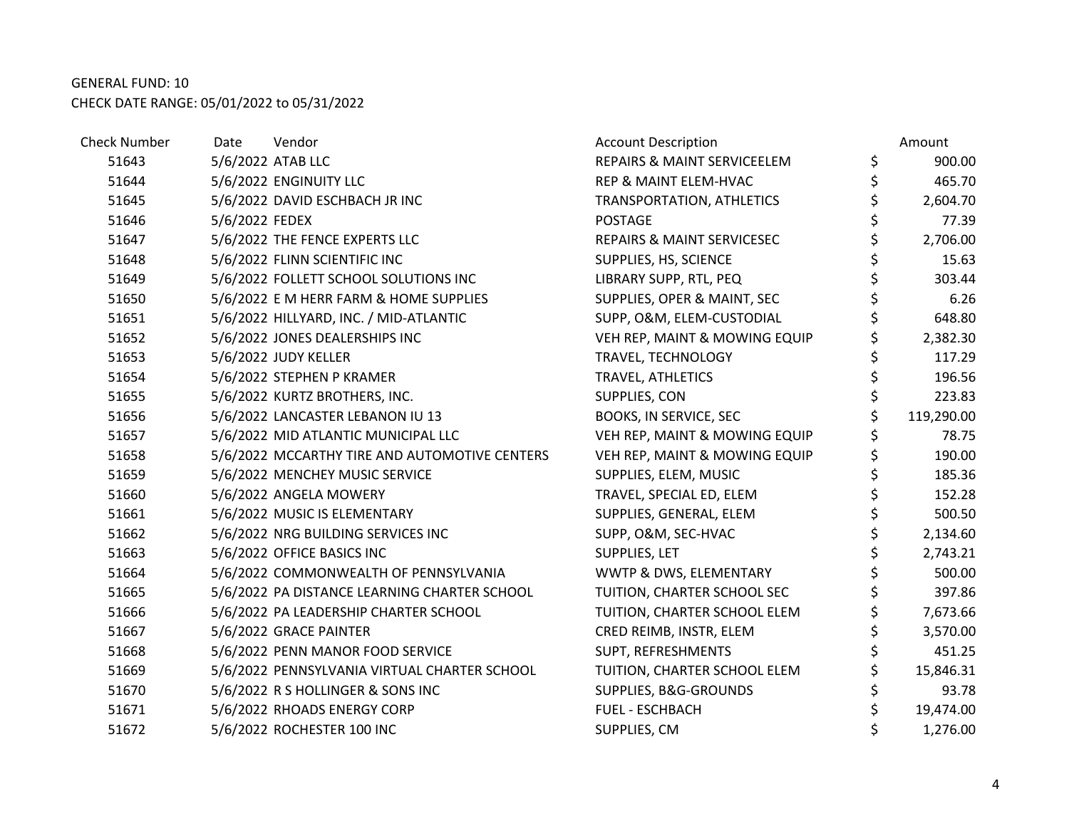GENERAL FUND: 10

CHECK DATE RANGE: 05/01/2022 to 05/31/2022

| Check Number | Date | Vendor | Account Description | Amount |
|---|---|---|---|---|
| 51643 | 5/6/2022 | ATAB LLC | REPAIRS & MAINT SERVICEELEM | $ 900.00 |
| 51644 | 5/6/2022 | ENGINUITY LLC | REP & MAINT ELEM-HVAC | $ 465.70 |
| 51645 | 5/6/2022 | DAVID ESCHBACH JR INC | TRANSPORTATION, ATHLETICS | $ 2,604.70 |
| 51646 | 5/6/2022 | FEDEX | POSTAGE | $ 77.39 |
| 51647 | 5/6/2022 | THE FENCE EXPERTS LLC | REPAIRS & MAINT SERVICESEC | $ 2,706.00 |
| 51648 | 5/6/2022 | FLINN SCIENTIFIC INC | SUPPLIES, HS, SCIENCE | $ 15.63 |
| 51649 | 5/6/2022 | FOLLETT SCHOOL SOLUTIONS INC | LIBRARY SUPP, RTL, PEQ | $ 303.44 |
| 51650 | 5/6/2022 | E M HERR FARM & HOME SUPPLIES | SUPPLIES, OPER & MAINT, SEC | $ 6.26 |
| 51651 | 5/6/2022 | HILLYARD, INC. / MID-ATLANTIC | SUPP, O&M, ELEM-CUSTODIAL | $ 648.80 |
| 51652 | 5/6/2022 | JONES DEALERSHIPS INC | VEH REP, MAINT & MOWING EQUIP | $ 2,382.30 |
| 51653 | 5/6/2022 | JUDY KELLER | TRAVEL, TECHNOLOGY | $ 117.29 |
| 51654 | 5/6/2022 | STEPHEN P KRAMER | TRAVEL, ATHLETICS | $ 196.56 |
| 51655 | 5/6/2022 | KURTZ BROTHERS, INC. | SUPPLIES, CON | $ 223.83 |
| 51656 | 5/6/2022 | LANCASTER LEBANON IU 13 | BOOKS, IN SERVICE, SEC | $ 119,290.00 |
| 51657 | 5/6/2022 | MID ATLANTIC MUNICIPAL LLC | VEH REP, MAINT & MOWING EQUIP | $ 78.75 |
| 51658 | 5/6/2022 | MCCARTHY TIRE AND AUTOMOTIVE CENTERS | VEH REP, MAINT & MOWING EQUIP | $ 190.00 |
| 51659 | 5/6/2022 | MENCHEY MUSIC SERVICE | SUPPLIES, ELEM, MUSIC | $ 185.36 |
| 51660 | 5/6/2022 | ANGELA MOWERY | TRAVEL, SPECIAL ED, ELEM | $ 152.28 |
| 51661 | 5/6/2022 | MUSIC IS ELEMENTARY | SUPPLIES, GENERAL, ELEM | $ 500.50 |
| 51662 | 5/6/2022 | NRG BUILDING SERVICES INC | SUPP, O&M, SEC-HVAC | $ 2,134.60 |
| 51663 | 5/6/2022 | OFFICE BASICS INC | SUPPLIES, LET | $ 2,743.21 |
| 51664 | 5/6/2022 | COMMONWEALTH OF PENNSYLVANIA | WWTP & DWS, ELEMENTARY | $ 500.00 |
| 51665 | 5/6/2022 | PA DISTANCE LEARNING CHARTER SCHOOL | TUITION, CHARTER SCHOOL SEC | $ 397.86 |
| 51666 | 5/6/2022 | PA LEADERSHIP CHARTER SCHOOL | TUITION, CHARTER SCHOOL ELEM | $ 7,673.66 |
| 51667 | 5/6/2022 | GRACE PAINTER | CRED REIMB, INSTR, ELEM | $ 3,570.00 |
| 51668 | 5/6/2022 | PENN MANOR FOOD SERVICE | SUPT, REFRESHMENTS | $ 451.25 |
| 51669 | 5/6/2022 | PENNSYLVANIA VIRTUAL CHARTER SCHOOL | TUITION, CHARTER SCHOOL ELEM | $ 15,846.31 |
| 51670 | 5/6/2022 | R S HOLLINGER & SONS INC | SUPPLIES, B&G-GROUNDS | $ 93.78 |
| 51671 | 5/6/2022 | RHOADS ENERGY CORP | FUEL - ESCHBACH | $ 19,474.00 |
| 51672 | 5/6/2022 | ROCHESTER 100 INC | SUPPLIES, CM | $ 1,276.00 |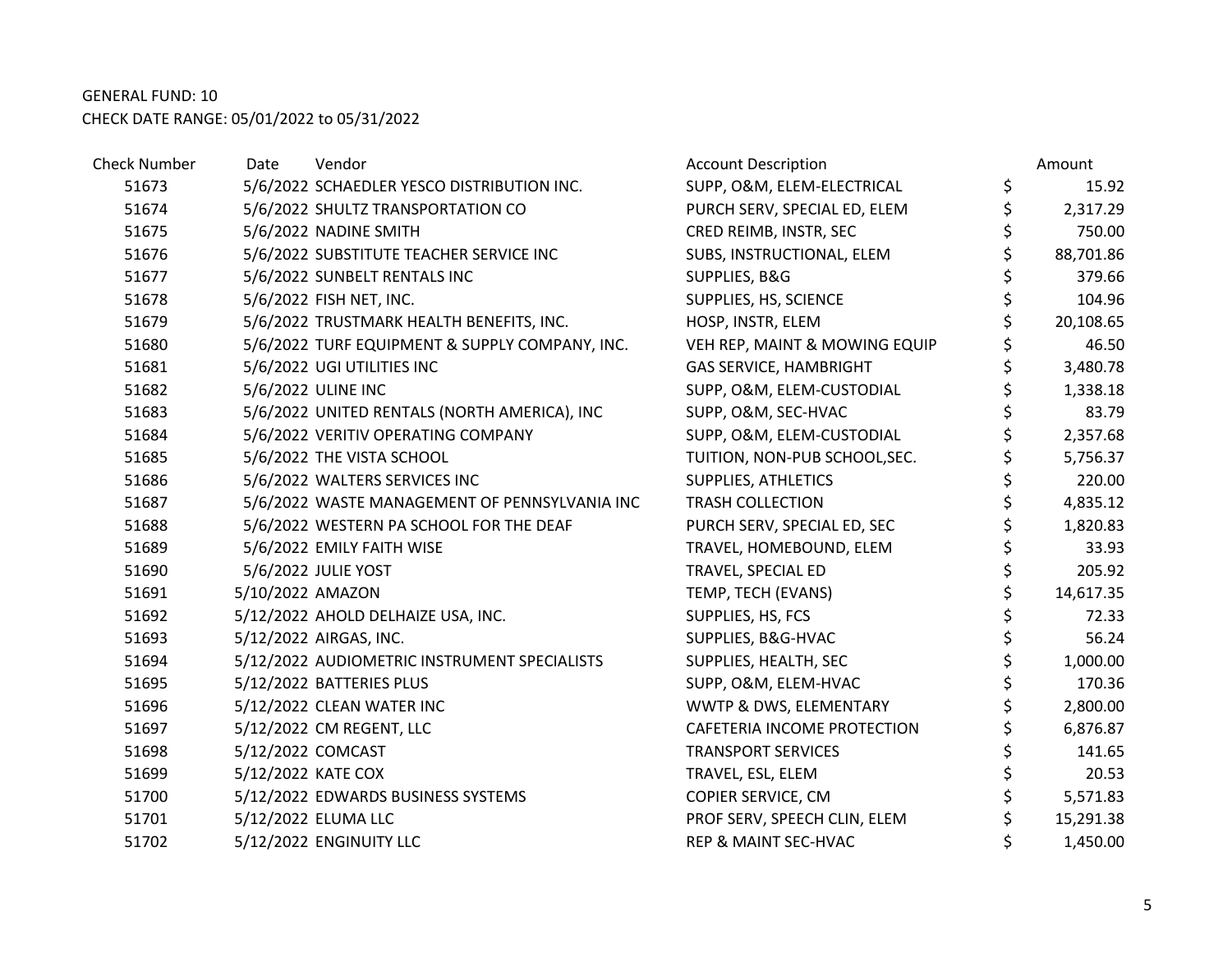GENERAL FUND: 10
CHECK DATE RANGE: 05/01/2022 to 05/31/2022

| Check Number | Date | Vendor | Account Description | Amount |
|---|---|---|---|---|
| 51673 | 5/6/2022 | SCHAEDLER YESCO DISTRIBUTION INC. | SUPP, O&M, ELEM-ELECTRICAL | $ 15.92 |
| 51674 | 5/6/2022 | SHULTZ TRANSPORTATION CO | PURCH SERV, SPECIAL ED, ELEM | $ 2,317.29 |
| 51675 | 5/6/2022 | NADINE SMITH | CRED REIMB, INSTR, SEC | $ 750.00 |
| 51676 | 5/6/2022 | SUBSTITUTE TEACHER SERVICE INC | SUBS, INSTRUCTIONAL, ELEM | $ 88,701.86 |
| 51677 | 5/6/2022 | SUNBELT RENTALS INC | SUPPLIES, B&G | $ 379.66 |
| 51678 | 5/6/2022 | FISH NET, INC. | SUPPLIES, HS, SCIENCE | $ 104.96 |
| 51679 | 5/6/2022 | TRUSTMARK HEALTH BENEFITS, INC. | HOSP, INSTR, ELEM | $ 20,108.65 |
| 51680 | 5/6/2022 | TURF EQUIPMENT & SUPPLY COMPANY, INC. | VEH REP, MAINT & MOWING EQUIP | $ 46.50 |
| 51681 | 5/6/2022 | UGI UTILITIES INC | GAS SERVICE, HAMBRIGHT | $ 3,480.78 |
| 51682 | 5/6/2022 | ULINE INC | SUPP, O&M, ELEM-CUSTODIAL | $ 1,338.18 |
| 51683 | 5/6/2022 | UNITED RENTALS (NORTH AMERICA), INC | SUPP, O&M, SEC-HVAC | $ 83.79 |
| 51684 | 5/6/2022 | VERITIV OPERATING COMPANY | SUPP, O&M, ELEM-CUSTODIAL | $ 2,357.68 |
| 51685 | 5/6/2022 | THE VISTA SCHOOL | TUITION, NON-PUB SCHOOL,SEC. | $ 5,756.37 |
| 51686 | 5/6/2022 | WALTERS SERVICES INC | SUPPLIES, ATHLETICS | $ 220.00 |
| 51687 | 5/6/2022 | WASTE MANAGEMENT OF PENNSYLVANIA INC | TRASH COLLECTION | $ 4,835.12 |
| 51688 | 5/6/2022 | WESTERN PA SCHOOL FOR THE DEAF | PURCH SERV, SPECIAL ED, SEC | $ 1,820.83 |
| 51689 | 5/6/2022 | EMILY FAITH WISE | TRAVEL, HOMEBOUND, ELEM | $ 33.93 |
| 51690 | 5/6/2022 | JULIE YOST | TRAVEL, SPECIAL ED | $ 205.92 |
| 51691 | 5/10/2022 | AMAZON | TEMP, TECH (EVANS) | $ 14,617.35 |
| 51692 | 5/12/2022 | AHOLD DELHAIZE USA, INC. | SUPPLIES, HS, FCS | $ 72.33 |
| 51693 | 5/12/2022 | AIRGAS, INC. | SUPPLIES, B&G-HVAC | $ 56.24 |
| 51694 | 5/12/2022 | AUDIOMETRIC INSTRUMENT SPECIALISTS | SUPPLIES, HEALTH, SEC | $ 1,000.00 |
| 51695 | 5/12/2022 | BATTERIES PLUS | SUPP, O&M, ELEM-HVAC | $ 170.36 |
| 51696 | 5/12/2022 | CLEAN WATER INC | WWTP & DWS, ELEMENTARY | $ 2,800.00 |
| 51697 | 5/12/2022 | CM REGENT, LLC | CAFETERIA INCOME PROTECTION | $ 6,876.87 |
| 51698 | 5/12/2022 | COMCAST | TRANSPORT SERVICES | $ 141.65 |
| 51699 | 5/12/2022 | KATE COX | TRAVEL, ESL, ELEM | $ 20.53 |
| 51700 | 5/12/2022 | EDWARDS BUSINESS SYSTEMS | COPIER SERVICE, CM | $ 5,571.83 |
| 51701 | 5/12/2022 | ELUMA LLC | PROF SERV, SPEECH CLIN, ELEM | $ 15,291.38 |
| 51702 | 5/12/2022 | ENGINUITY LLC | REP & MAINT SEC-HVAC | $ 1,450.00 |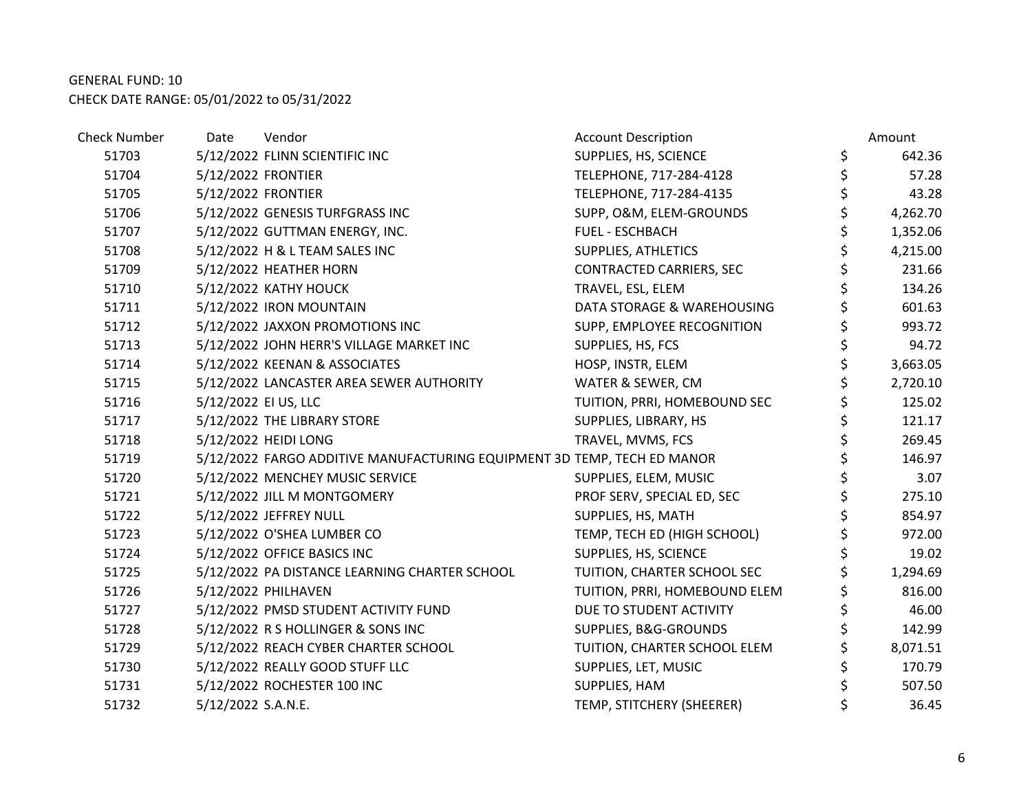GENERAL FUND: 10
CHECK DATE RANGE: 05/01/2022 to 05/31/2022

| Check Number | Date | Vendor | Account Description | Amount |
|---|---|---|---|---|
| 51703 | 5/12/2022 | FLINN SCIENTIFIC INC | SUPPLIES, HS, SCIENCE | $ 642.36 |
| 51704 | 5/12/2022 | FRONTIER | TELEPHONE, 717-284-4128 | $ 57.28 |
| 51705 | 5/12/2022 | FRONTIER | TELEPHONE, 717-284-4135 | $ 43.28 |
| 51706 | 5/12/2022 | GENESIS TURFGRASS INC | SUPP, O&M, ELEM-GROUNDS | $ 4,262.70 |
| 51707 | 5/12/2022 | GUTTMAN ENERGY, INC. | FUEL - ESCHBACH | $ 1,352.06 |
| 51708 | 5/12/2022 | H & L TEAM SALES INC | SUPPLIES, ATHLETICS | $ 4,215.00 |
| 51709 | 5/12/2022 | HEATHER HORN | CONTRACTED CARRIERS, SEC | $ 231.66 |
| 51710 | 5/12/2022 | KATHY HOUCK | TRAVEL, ESL, ELEM | $ 134.26 |
| 51711 | 5/12/2022 | IRON MOUNTAIN | DATA STORAGE & WAREHOUSING | $ 601.63 |
| 51712 | 5/12/2022 | JAXXON PROMOTIONS INC | SUPP, EMPLOYEE RECOGNITION | $ 993.72 |
| 51713 | 5/12/2022 | JOHN HERR'S VILLAGE MARKET INC | SUPPLIES, HS, FCS | $ 94.72 |
| 51714 | 5/12/2022 | KEENAN & ASSOCIATES | HOSP, INSTR, ELEM | $ 3,663.05 |
| 51715 | 5/12/2022 | LANCASTER AREA SEWER AUTHORITY | WATER & SEWER, CM | $ 2,720.10 |
| 51716 | 5/12/2022 | EI US, LLC | TUITION, PRRI, HOMEBOUND SEC | $ 125.02 |
| 51717 | 5/12/2022 | THE LIBRARY STORE | SUPPLIES, LIBRARY, HS | $ 121.17 |
| 51718 | 5/12/2022 | HEIDI LONG | TRAVEL, MVMS, FCS | $ 269.45 |
| 51719 | 5/12/2022 | FARGO ADDITIVE MANUFACTURING EQUIPMENT 3D | TEMP, TECH ED MANOR | $ 146.97 |
| 51720 | 5/12/2022 | MENCHEY MUSIC SERVICE | SUPPLIES, ELEM, MUSIC | $ 3.07 |
| 51721 | 5/12/2022 | JILL M MONTGOMERY | PROF SERV, SPECIAL ED, SEC | $ 275.10 |
| 51722 | 5/12/2022 | JEFFREY NULL | SUPPLIES, HS, MATH | $ 854.97 |
| 51723 | 5/12/2022 | O'SHEA LUMBER CO | TEMP, TECH ED (HIGH SCHOOL) | $ 972.00 |
| 51724 | 5/12/2022 | OFFICE BASICS INC | SUPPLIES, HS, SCIENCE | $ 19.02 |
| 51725 | 5/12/2022 | PA DISTANCE LEARNING CHARTER SCHOOL | TUITION, CHARTER SCHOOL SEC | $ 1,294.69 |
| 51726 | 5/12/2022 | PHILHAVEN | TUITION, PRRI, HOMEBOUND ELEM | $ 816.00 |
| 51727 | 5/12/2022 | PMSD STUDENT ACTIVITY FUND | DUE TO STUDENT ACTIVITY | $ 46.00 |
| 51728 | 5/12/2022 | R S HOLLINGER & SONS INC | SUPPLIES, B&G-GROUNDS | $ 142.99 |
| 51729 | 5/12/2022 | REACH CYBER CHARTER SCHOOL | TUITION, CHARTER SCHOOL ELEM | $ 8,071.51 |
| 51730 | 5/12/2022 | REALLY GOOD STUFF LLC | SUPPLIES, LET, MUSIC | $ 170.79 |
| 51731 | 5/12/2022 | ROCHESTER 100 INC | SUPPLIES, HAM | $ 507.50 |
| 51732 | 5/12/2022 | S.A.N.E. | TEMP, STITCHERY (SHEERER) | $ 36.45 |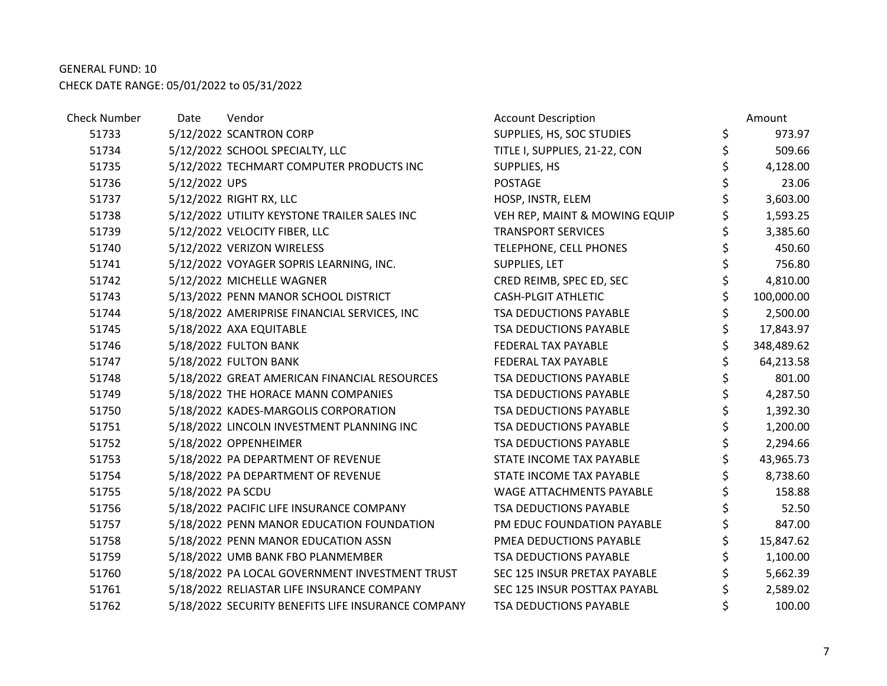GENERAL FUND: 10
CHECK DATE RANGE: 05/01/2022 to 05/31/2022

| Check Number | Date | Vendor | Account Description | Amount |
|---|---|---|---|---|
| 51733 | 5/12/2022 | SCANTRON CORP | SUPPLIES, HS, SOC STUDIES | $ 973.97 |
| 51734 | 5/12/2022 | SCHOOL SPECIALTY, LLC | TITLE I, SUPPLIES, 21-22, CON | $ 509.66 |
| 51735 | 5/12/2022 | TECHMART COMPUTER PRODUCTS INC | SUPPLIES, HS | $ 4,128.00 |
| 51736 | 5/12/2022 | UPS | POSTAGE | $ 23.06 |
| 51737 | 5/12/2022 | RIGHT RX, LLC | HOSP, INSTR, ELEM | $ 3,603.00 |
| 51738 | 5/12/2022 | UTILITY KEYSTONE TRAILER SALES INC | VEH REP, MAINT & MOWING EQUIP | $ 1,593.25 |
| 51739 | 5/12/2022 | VELOCITY FIBER, LLC | TRANSPORT SERVICES | $ 3,385.60 |
| 51740 | 5/12/2022 | VERIZON WIRELESS | TELEPHONE, CELL PHONES | $ 450.60 |
| 51741 | 5/12/2022 | VOYAGER SOPRIS LEARNING, INC. | SUPPLIES, LET | $ 756.80 |
| 51742 | 5/12/2022 | MICHELLE WAGNER | CRED REIMB, SPEC ED, SEC | $ 4,810.00 |
| 51743 | 5/13/2022 | PENN MANOR SCHOOL DISTRICT | CASH-PLGIT ATHLETIC | $ 100,000.00 |
| 51744 | 5/18/2022 | AMERIPRISE FINANCIAL SERVICES, INC | TSA DEDUCTIONS PAYABLE | $ 2,500.00 |
| 51745 | 5/18/2022 | AXA EQUITABLE | TSA DEDUCTIONS PAYABLE | $ 17,843.97 |
| 51746 | 5/18/2022 | FULTON BANK | FEDERAL TAX PAYABLE | $ 348,489.62 |
| 51747 | 5/18/2022 | FULTON BANK | FEDERAL TAX PAYABLE | $ 64,213.58 |
| 51748 | 5/18/2022 | GREAT AMERICAN FINANCIAL RESOURCES | TSA DEDUCTIONS PAYABLE | $ 801.00 |
| 51749 | 5/18/2022 | THE HORACE MANN COMPANIES | TSA DEDUCTIONS PAYABLE | $ 4,287.50 |
| 51750 | 5/18/2022 | KADES-MARGOLIS CORPORATION | TSA DEDUCTIONS PAYABLE | $ 1,392.30 |
| 51751 | 5/18/2022 | LINCOLN INVESTMENT PLANNING INC | TSA DEDUCTIONS PAYABLE | $ 1,200.00 |
| 51752 | 5/18/2022 | OPPENHEIMER | TSA DEDUCTIONS PAYABLE | $ 2,294.66 |
| 51753 | 5/18/2022 | PA DEPARTMENT OF REVENUE | STATE INCOME TAX PAYABLE | $ 43,965.73 |
| 51754 | 5/18/2022 | PA DEPARTMENT OF REVENUE | STATE INCOME TAX PAYABLE | $ 8,738.60 |
| 51755 | 5/18/2022 | PA SCDU | WAGE ATTACHMENTS PAYABLE | $ 158.88 |
| 51756 | 5/18/2022 | PACIFIC LIFE INSURANCE COMPANY | TSA DEDUCTIONS PAYABLE | $ 52.50 |
| 51757 | 5/18/2022 | PENN MANOR EDUCATION FOUNDATION | PM EDUC FOUNDATION PAYABLE | $ 847.00 |
| 51758 | 5/18/2022 | PENN MANOR EDUCATION ASSN | PMEA DEDUCTIONS PAYABLE | $ 15,847.62 |
| 51759 | 5/18/2022 | UMB BANK FBO PLANMEMBER | TSA DEDUCTIONS PAYABLE | $ 1,100.00 |
| 51760 | 5/18/2022 | PA LOCAL GOVERNMENT INVESTMENT TRUST | SEC 125 INSUR PRETAX PAYABLE | $ 5,662.39 |
| 51761 | 5/18/2022 | RELIASTAR LIFE INSURANCE COMPANY | SEC 125 INSUR POSTTAX PAYABL | $ 2,589.02 |
| 51762 | 5/18/2022 | SECURITY BENEFITS LIFE INSURANCE COMPANY | TSA DEDUCTIONS PAYABLE | $ 100.00 |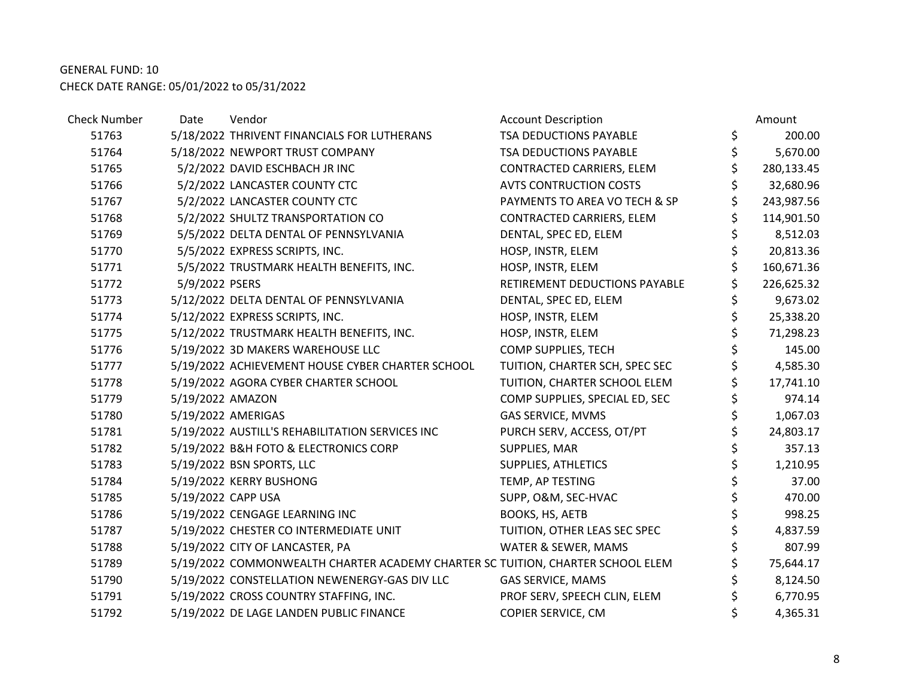GENERAL FUND: 10
CHECK DATE RANGE: 05/01/2022 to 05/31/2022

| Check Number | Date | Vendor | Account Description | | Amount |
|---|---|---|---|---|---|
| 51763 | 5/18/2022 | THRIVENT FINANCIALS FOR LUTHERANS | TSA DEDUCTIONS PAYABLE | $ | 200.00 |
| 51764 | 5/18/2022 | NEWPORT TRUST COMPANY | TSA DEDUCTIONS PAYABLE | $ | 5,670.00 |
| 51765 | 5/2/2022 | DAVID ESCHBACH JR INC | CONTRACTED CARRIERS, ELEM | $ | 280,133.45 |
| 51766 | 5/2/2022 | LANCASTER COUNTY CTC | AVTS CONTRUCTION COSTS | $ | 32,680.96 |
| 51767 | 5/2/2022 | LANCASTER COUNTY CTC | PAYMENTS TO AREA VO TECH & SP | $ | 243,987.56 |
| 51768 | 5/2/2022 | SHULTZ TRANSPORTATION CO | CONTRACTED CARRIERS, ELEM | $ | 114,901.50 |
| 51769 | 5/5/2022 | DELTA DENTAL OF PENNSYLVANIA | DENTAL, SPEC ED, ELEM | $ | 8,512.03 |
| 51770 | 5/5/2022 | EXPRESS SCRIPTS, INC. | HOSP, INSTR, ELEM | $ | 20,813.36 |
| 51771 | 5/5/2022 | TRUSTMARK HEALTH BENEFITS, INC. | HOSP, INSTR, ELEM | $ | 160,671.36 |
| 51772 | 5/9/2022 | PSERS | RETIREMENT DEDUCTIONS PAYABLE | $ | 226,625.32 |
| 51773 | 5/12/2022 | DELTA DENTAL OF PENNSYLVANIA | DENTAL, SPEC ED, ELEM | $ | 9,673.02 |
| 51774 | 5/12/2022 | EXPRESS SCRIPTS, INC. | HOSP, INSTR, ELEM | $ | 25,338.20 |
| 51775 | 5/12/2022 | TRUSTMARK HEALTH BENEFITS, INC. | HOSP, INSTR, ELEM | $ | 71,298.23 |
| 51776 | 5/19/2022 | 3D MAKERS WAREHOUSE LLC | COMP SUPPLIES, TECH | $ | 145.00 |
| 51777 | 5/19/2022 | ACHIEVEMENT HOUSE CYBER CHARTER SCHOOL | TUITION, CHARTER SCH, SPEC SEC | $ | 4,585.30 |
| 51778 | 5/19/2022 | AGORA CYBER CHARTER SCHOOL | TUITION, CHARTER SCHOOL ELEM | $ | 17,741.10 |
| 51779 | 5/19/2022 | AMAZON | COMP SUPPLIES, SPECIAL ED, SEC | $ | 974.14 |
| 51780 | 5/19/2022 | AMERIGAS | GAS SERVICE, MVMS | $ | 1,067.03 |
| 51781 | 5/19/2022 | AUSTILL'S REHABILITATION SERVICES INC | PURCH SERV, ACCESS, OT/PT | $ | 24,803.17 |
| 51782 | 5/19/2022 | B&H FOTO & ELECTRONICS CORP | SUPPLIES, MAR | $ | 357.13 |
| 51783 | 5/19/2022 | BSN SPORTS, LLC | SUPPLIES, ATHLETICS | $ | 1,210.95 |
| 51784 | 5/19/2022 | KERRY BUSHONG | TEMP, AP TESTING | $ | 37.00 |
| 51785 | 5/19/2022 | CAPP USA | SUPP, O&M, SEC-HVAC | $ | 470.00 |
| 51786 | 5/19/2022 | CENGAGE LEARNING INC | BOOKS, HS, AETB | $ | 998.25 |
| 51787 | 5/19/2022 | CHESTER CO INTERMEDIATE UNIT | TUITION, OTHER LEAS SEC SPEC | $ | 4,837.59 |
| 51788 | 5/19/2022 | CITY OF LANCASTER, PA | WATER & SEWER, MAMS | $ | 807.99 |
| 51789 | 5/19/2022 | COMMONWEALTH CHARTER ACADEMY CHARTER SC | TUITION, CHARTER SCHOOL ELEM | $ | 75,644.17 |
| 51790 | 5/19/2022 | CONSTELLATION NEWENERGY-GAS DIV LLC | GAS SERVICE, MAMS | $ | 8,124.50 |
| 51791 | 5/19/2022 | CROSS COUNTRY STAFFING, INC. | PROF SERV, SPEECH CLIN, ELEM | $ | 6,770.95 |
| 51792 | 5/19/2022 | DE LAGE LANDEN PUBLIC FINANCE | COPIER SERVICE, CM | $ | 4,365.31 |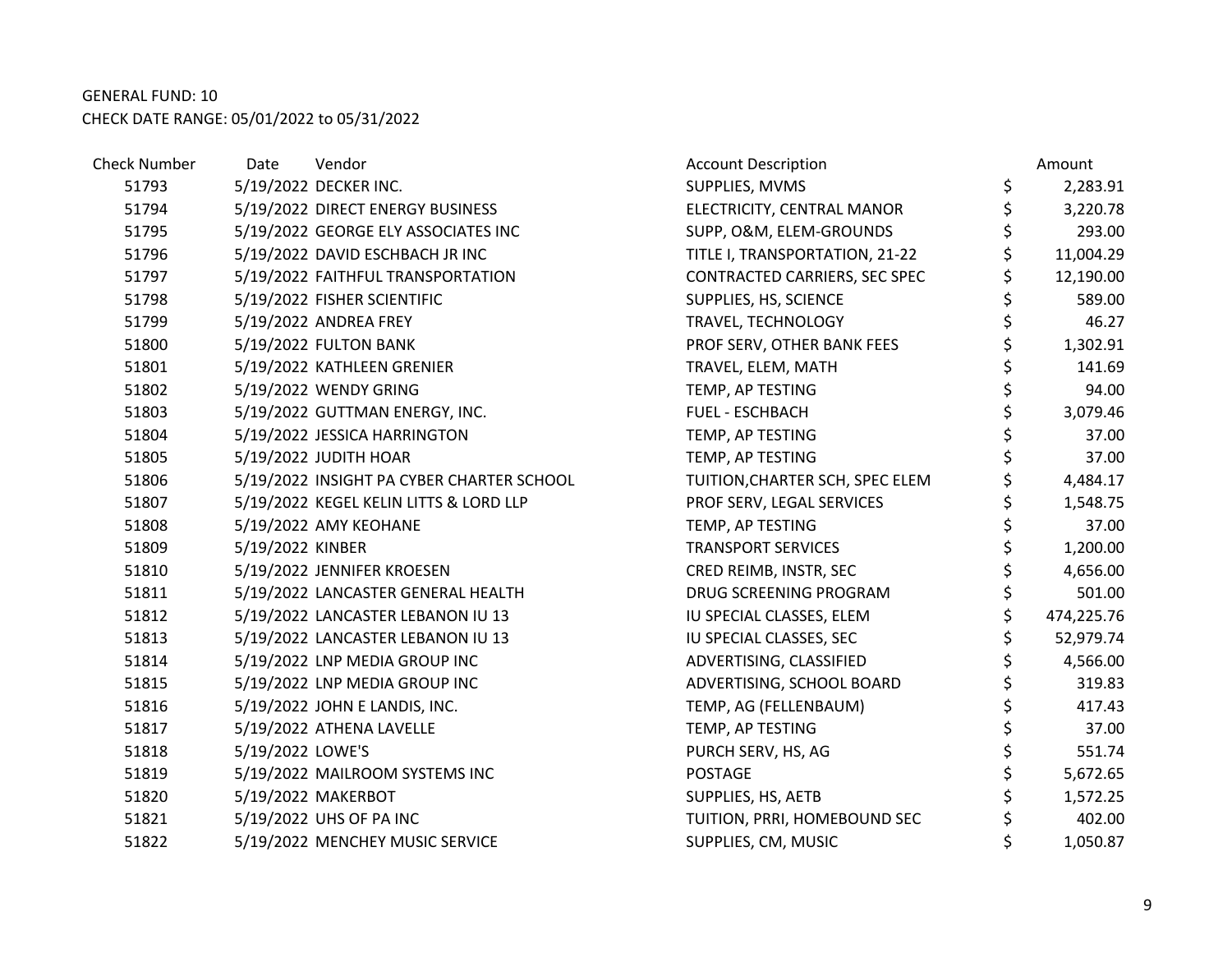GENERAL FUND: 10

CHECK DATE RANGE: 05/01/2022 to 05/31/2022

| Check Number | Date | Vendor | Account Description | Amount |
|---|---|---|---|---|
| 51793 | 5/19/2022 | DECKER INC. | SUPPLIES, MVMS | $ 2,283.91 |
| 51794 | 5/19/2022 | DIRECT ENERGY BUSINESS | ELECTRICITY, CENTRAL MANOR | $ 3,220.78 |
| 51795 | 5/19/2022 | GEORGE ELY ASSOCIATES INC | SUPP, O&M, ELEM-GROUNDS | $ 293.00 |
| 51796 | 5/19/2022 | DAVID ESCHBACH JR INC | TITLE I, TRANSPORTATION, 21-22 | $ 11,004.29 |
| 51797 | 5/19/2022 | FAITHFUL TRANSPORTATION | CONTRACTED CARRIERS, SEC SPEC | $ 12,190.00 |
| 51798 | 5/19/2022 | FISHER SCIENTIFIC | SUPPLIES, HS, SCIENCE | $ 589.00 |
| 51799 | 5/19/2022 | ANDREA FREY | TRAVEL, TECHNOLOGY | $ 46.27 |
| 51800 | 5/19/2022 | FULTON BANK | PROF SERV, OTHER BANK FEES | $ 1,302.91 |
| 51801 | 5/19/2022 | KATHLEEN GRENIER | TRAVEL, ELEM, MATH | $ 141.69 |
| 51802 | 5/19/2022 | WENDY GRING | TEMP, AP TESTING | $ 94.00 |
| 51803 | 5/19/2022 | GUTTMAN ENERGY, INC. | FUEL - ESCHBACH | $ 3,079.46 |
| 51804 | 5/19/2022 | JESSICA HARRINGTON | TEMP, AP TESTING | $ 37.00 |
| 51805 | 5/19/2022 | JUDITH HOAR | TEMP, AP TESTING | $ 37.00 |
| 51806 | 5/19/2022 | INSIGHT PA CYBER CHARTER SCHOOL | TUITION,CHARTER SCH, SPEC ELEM | $ 4,484.17 |
| 51807 | 5/19/2022 | KEGEL KELIN LITTS & LORD LLP | PROF SERV, LEGAL SERVICES | $ 1,548.75 |
| 51808 | 5/19/2022 | AMY KEOHANE | TEMP, AP TESTING | $ 37.00 |
| 51809 | 5/19/2022 | KINBER | TRANSPORT SERVICES | $ 1,200.00 |
| 51810 | 5/19/2022 | JENNIFER KROESEN | CRED REIMB, INSTR, SEC | $ 4,656.00 |
| 51811 | 5/19/2022 | LANCASTER GENERAL HEALTH | DRUG SCREENING PROGRAM | $ 501.00 |
| 51812 | 5/19/2022 | LANCASTER LEBANON IU 13 | IU SPECIAL CLASSES, ELEM | $ 474,225.76 |
| 51813 | 5/19/2022 | LANCASTER LEBANON IU 13 | IU SPECIAL CLASSES, SEC | $ 52,979.74 |
| 51814 | 5/19/2022 | LNP MEDIA GROUP INC | ADVERTISING, CLASSIFIED | $ 4,566.00 |
| 51815 | 5/19/2022 | LNP MEDIA GROUP INC | ADVERTISING, SCHOOL BOARD | $ 319.83 |
| 51816 | 5/19/2022 | JOHN E LANDIS, INC. | TEMP, AG (FELLENBAUM) | $ 417.43 |
| 51817 | 5/19/2022 | ATHENA LAVELLE | TEMP, AP TESTING | $ 37.00 |
| 51818 | 5/19/2022 | LOWE'S | PURCH SERV, HS, AG | $ 551.74 |
| 51819 | 5/19/2022 | MAILROOM SYSTEMS INC | POSTAGE | $ 5,672.65 |
| 51820 | 5/19/2022 | MAKERBOT | SUPPLIES, HS, AETB | $ 1,572.25 |
| 51821 | 5/19/2022 | UHS OF PA INC | TUITION, PRRI, HOMEBOUND SEC | $ 402.00 |
| 51822 | 5/19/2022 | MENCHEY MUSIC SERVICE | SUPPLIES, CM, MUSIC | $ 1,050.87 |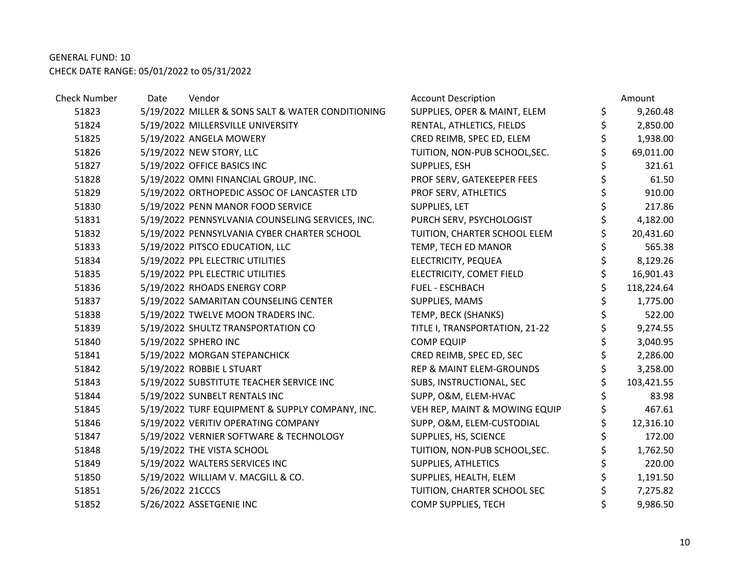GENERAL FUND: 10

CHECK DATE RANGE: 05/01/2022 to 05/31/2022

| Check Number | Date | Vendor | Account Description | Amount |
|---|---|---|---|---|
| 51823 | 5/19/2022 | MILLER & SONS SALT & WATER CONDITIONING | SUPPLIES, OPER & MAINT, ELEM | $ 9,260.48 |
| 51824 | 5/19/2022 | MILLERSVILLE UNIVERSITY | RENTAL, ATHLETICS, FIELDS | $ 2,850.00 |
| 51825 | 5/19/2022 | ANGELA MOWERY | CRED REIMB, SPEC ED, ELEM | $ 1,938.00 |
| 51826 | 5/19/2022 | NEW STORY, LLC | TUITION, NON-PUB SCHOOL,SEC. | $ 69,011.00 |
| 51827 | 5/19/2022 | OFFICE BASICS INC | SUPPLIES, ESH | $ 321.61 |
| 51828 | 5/19/2022 | OMNI FINANCIAL GROUP, INC. | PROF SERV, GATEKEEPER FEES | $ 61.50 |
| 51829 | 5/19/2022 | ORTHOPEDIC ASSOC OF LANCASTER LTD | PROF SERV, ATHLETICS | $ 910.00 |
| 51830 | 5/19/2022 | PENN MANOR FOOD SERVICE | SUPPLIES, LET | $ 217.86 |
| 51831 | 5/19/2022 | PENNSYLVANIA COUNSELING SERVICES, INC. | PURCH SERV, PSYCHOLOGIST | $ 4,182.00 |
| 51832 | 5/19/2022 | PENNSYLVANIA CYBER CHARTER SCHOOL | TUITION, CHARTER SCHOOL ELEM | $ 20,431.60 |
| 51833 | 5/19/2022 | PITSCO EDUCATION, LLC | TEMP, TECH ED MANOR | $ 565.38 |
| 51834 | 5/19/2022 | PPL ELECTRIC UTILITIES | ELECTRICITY, PEQUEA | $ 8,129.26 |
| 51835 | 5/19/2022 | PPL ELECTRIC UTILITIES | ELECTRICITY, COMET FIELD | $ 16,901.43 |
| 51836 | 5/19/2022 | RHOADS ENERGY CORP | FUEL - ESCHBACH | $ 118,224.64 |
| 51837 | 5/19/2022 | SAMARITAN COUNSELING CENTER | SUPPLIES, MAMS | $ 1,775.00 |
| 51838 | 5/19/2022 | TWELVE MOON TRADERS INC. | TEMP, BECK (SHANKS) | $ 522.00 |
| 51839 | 5/19/2022 | SHULTZ TRANSPORTATION CO | TITLE I, TRANSPORTATION, 21-22 | $ 9,274.55 |
| 51840 | 5/19/2022 | SPHERO INC | COMP EQUIP | $ 3,040.95 |
| 51841 | 5/19/2022 | MORGAN STEPANCHICK | CRED REIMB, SPEC ED, SEC | $ 2,286.00 |
| 51842 | 5/19/2022 | ROBBIE L STUART | REP & MAINT ELEM-GROUNDS | $ 3,258.00 |
| 51843 | 5/19/2022 | SUBSTITUTE TEACHER SERVICE INC | SUBS, INSTRUCTIONAL, SEC | $ 103,421.55 |
| 51844 | 5/19/2022 | SUNBELT RENTALS INC | SUPP, O&M, ELEM-HVAC | $ 83.98 |
| 51845 | 5/19/2022 | TURF EQUIPMENT & SUPPLY COMPANY, INC. | VEH REP, MAINT & MOWING EQUIP | $ 467.61 |
| 51846 | 5/19/2022 | VERITIV OPERATING COMPANY | SUPP, O&M, ELEM-CUSTODIAL | $ 12,316.10 |
| 51847 | 5/19/2022 | VERNIER SOFTWARE & TECHNOLOGY | SUPPLIES, HS, SCIENCE | $ 172.00 |
| 51848 | 5/19/2022 | THE VISTA SCHOOL | TUITION, NON-PUB SCHOOL,SEC. | $ 1,762.50 |
| 51849 | 5/19/2022 | WALTERS SERVICES INC | SUPPLIES, ATHLETICS | $ 220.00 |
| 51850 | 5/19/2022 | WILLIAM V. MACGILL & CO. | SUPPLIES, HEALTH, ELEM | $ 1,191.50 |
| 51851 | 5/26/2022 | 21CCCS | TUITION, CHARTER SCHOOL SEC | $ 7,275.82 |
| 51852 | 5/26/2022 | ASSETGENIE INC | COMP SUPPLIES, TECH | $ 9,986.50 |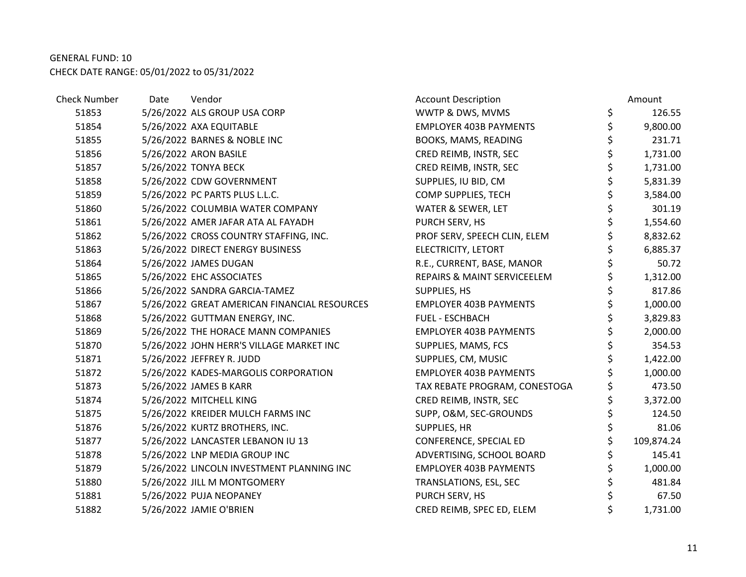GENERAL FUND: 10
CHECK DATE RANGE: 05/01/2022 to 05/31/2022

| Check Number | Date | Vendor | Account Description | Amount |
|---|---|---|---|---|
| 51853 | 5/26/2022 | ALS GROUP USA CORP | WWTP & DWS, MVMS | $ 126.55 |
| 51854 | 5/26/2022 | AXA EQUITABLE | EMPLOYER 403B PAYMENTS | $ 9,800.00 |
| 51855 | 5/26/2022 | BARNES & NOBLE INC | BOOKS, MAMS, READING | $ 231.71 |
| 51856 | 5/26/2022 | ARON BASILE | CRED REIMB, INSTR, SEC | $ 1,731.00 |
| 51857 | 5/26/2022 | TONYA BECK | CRED REIMB, INSTR, SEC | $ 1,731.00 |
| 51858 | 5/26/2022 | CDW GOVERNMENT | SUPPLIES, IU BID, CM | $ 5,831.39 |
| 51859 | 5/26/2022 | PC PARTS PLUS L.L.C. | COMP SUPPLIES, TECH | $ 3,584.00 |
| 51860 | 5/26/2022 | COLUMBIA WATER COMPANY | WATER & SEWER, LET | $ 301.19 |
| 51861 | 5/26/2022 | AMER JAFAR ATA AL FAYADH | PURCH SERV, HS | $ 1,554.60 |
| 51862 | 5/26/2022 | CROSS COUNTRY STAFFING, INC. | PROF SERV, SPEECH CLIN, ELEM | $ 8,832.62 |
| 51863 | 5/26/2022 | DIRECT ENERGY BUSINESS | ELECTRICITY, LETORT | $ 6,885.37 |
| 51864 | 5/26/2022 | JAMES DUGAN | R.E., CURRENT, BASE, MANOR | $ 50.72 |
| 51865 | 5/26/2022 | EHC ASSOCIATES | REPAIRS & MAINT SERVICEELEM | $ 1,312.00 |
| 51866 | 5/26/2022 | SANDRA GARCIA-TAMEZ | SUPPLIES, HS | $ 817.86 |
| 51867 | 5/26/2022 | GREAT AMERICAN FINANCIAL RESOURCES | EMPLOYER 403B PAYMENTS | $ 1,000.00 |
| 51868 | 5/26/2022 | GUTTMAN ENERGY, INC. | FUEL - ESCHBACH | $ 3,829.83 |
| 51869 | 5/26/2022 | THE HORACE MANN COMPANIES | EMPLOYER 403B PAYMENTS | $ 2,000.00 |
| 51870 | 5/26/2022 | JOHN HERR'S VILLAGE MARKET INC | SUPPLIES, MAMS, FCS | $ 354.53 |
| 51871 | 5/26/2022 | JEFFREY R. JUDD | SUPPLIES, CM, MUSIC | $ 1,422.00 |
| 51872 | 5/26/2022 | KADES-MARGOLIS CORPORATION | EMPLOYER 403B PAYMENTS | $ 1,000.00 |
| 51873 | 5/26/2022 | JAMES B KARR | TAX REBATE PROGRAM, CONESTOGA | $ 473.50 |
| 51874 | 5/26/2022 | MITCHELL KING | CRED REIMB, INSTR, SEC | $ 3,372.00 |
| 51875 | 5/26/2022 | KREIDER MULCH FARMS INC | SUPP, O&M, SEC-GROUNDS | $ 124.50 |
| 51876 | 5/26/2022 | KURTZ BROTHERS, INC. | SUPPLIES, HR | $ 81.06 |
| 51877 | 5/26/2022 | LANCASTER LEBANON IU 13 | CONFERENCE, SPECIAL ED | $ 109,874.24 |
| 51878 | 5/26/2022 | LNP MEDIA GROUP INC | ADVERTISING, SCHOOL BOARD | $ 145.41 |
| 51879 | 5/26/2022 | LINCOLN INVESTMENT PLANNING INC | EMPLOYER 403B PAYMENTS | $ 1,000.00 |
| 51880 | 5/26/2022 | JILL M MONTGOMERY | TRANSLATIONS, ESL, SEC | $ 481.84 |
| 51881 | 5/26/2022 | PUJA NEOPANEY | PURCH SERV, HS | $ 67.50 |
| 51882 | 5/26/2022 | JAMIE O'BRIEN | CRED REIMB, SPEC ED, ELEM | $ 1,731.00 |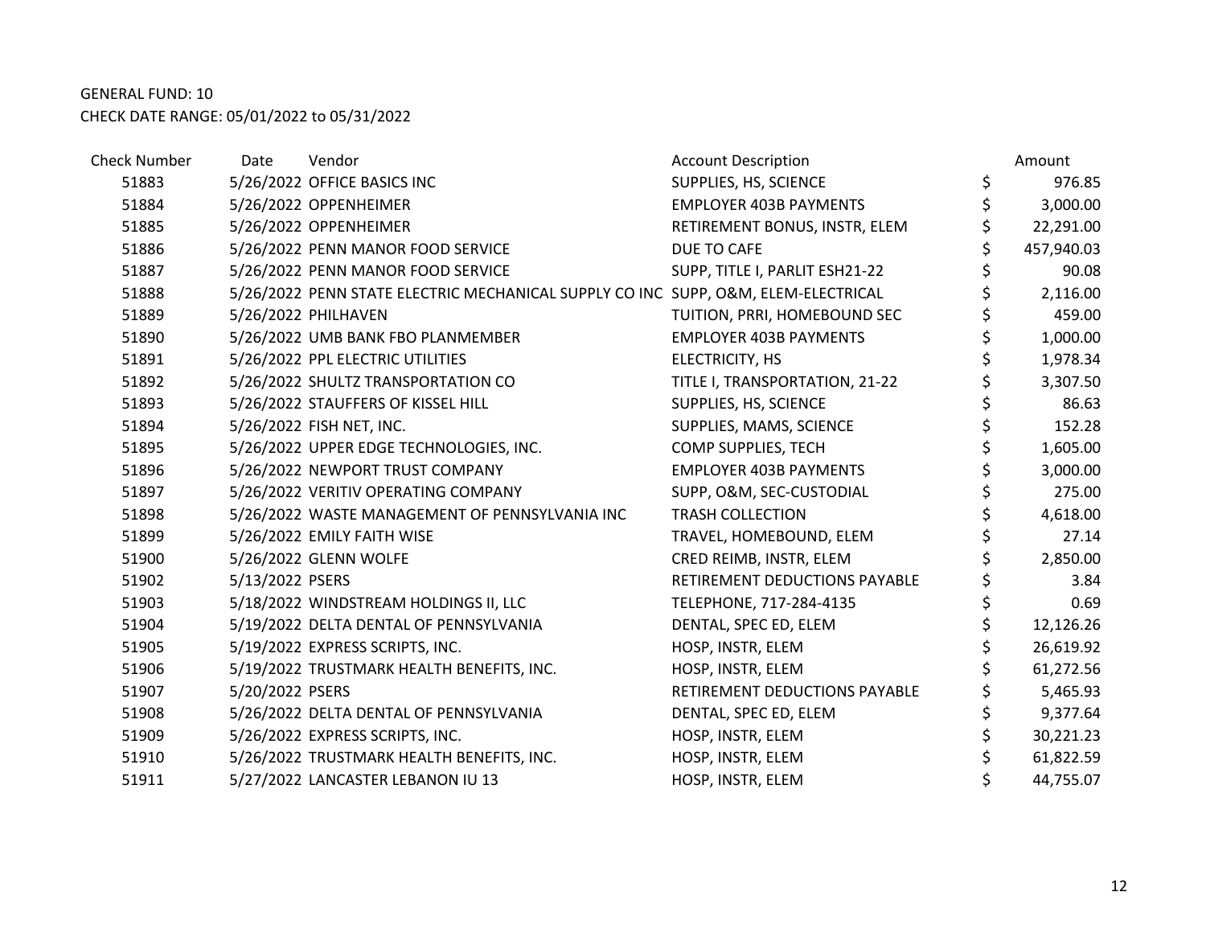GENERAL FUND: 10

CHECK DATE RANGE: 05/01/2022 to 05/31/2022

| Check Number | Date | Vendor | Account Description | Amount |
|---|---|---|---|---|
| 51883 | 5/26/2022 | OFFICE BASICS INC | SUPPLIES, HS, SCIENCE | $ 976.85 |
| 51884 | 5/26/2022 | OPPENHEIMER | EMPLOYER 403B PAYMENTS | $ 3,000.00 |
| 51885 | 5/26/2022 | OPPENHEIMER | RETIREMENT BONUS, INSTR, ELEM | $ 22,291.00 |
| 51886 | 5/26/2022 | PENN MANOR FOOD SERVICE | DUE TO CAFE | $ 457,940.03 |
| 51887 | 5/26/2022 | PENN MANOR FOOD SERVICE | SUPP, TITLE I, PARLIT ESH21-22 | $ 90.08 |
| 51888 | 5/26/2022 | PENN STATE ELECTRIC MECHANICAL SUPPLY CO INC | SUPP, O&M, ELEM-ELECTRICAL | $ 2,116.00 |
| 51889 | 5/26/2022 | PHILHAVEN | TUITION, PRRI, HOMEBOUND SEC | $ 459.00 |
| 51890 | 5/26/2022 | UMB BANK FBO PLANMEMBER | EMPLOYER 403B PAYMENTS | $ 1,000.00 |
| 51891 | 5/26/2022 | PPL ELECTRIC UTILITIES | ELECTRICITY, HS | $ 1,978.34 |
| 51892 | 5/26/2022 | SHULTZ TRANSPORTATION CO | TITLE I, TRANSPORTATION, 21-22 | $ 3,307.50 |
| 51893 | 5/26/2022 | STAUFFERS OF KISSEL HILL | SUPPLIES, HS, SCIENCE | $ 86.63 |
| 51894 | 5/26/2022 | FISH NET, INC. | SUPPLIES, MAMS, SCIENCE | $ 152.28 |
| 51895 | 5/26/2022 | UPPER EDGE TECHNOLOGIES, INC. | COMP SUPPLIES, TECH | $ 1,605.00 |
| 51896 | 5/26/2022 | NEWPORT TRUST COMPANY | EMPLOYER 403B PAYMENTS | $ 3,000.00 |
| 51897 | 5/26/2022 | VERITIV OPERATING COMPANY | SUPP, O&M, SEC-CUSTODIAL | $ 275.00 |
| 51898 | 5/26/2022 | WASTE MANAGEMENT OF PENNSYLVANIA INC | TRASH COLLECTION | $ 4,618.00 |
| 51899 | 5/26/2022 | EMILY FAITH WISE | TRAVEL, HOMEBOUND, ELEM | $ 27.14 |
| 51900 | 5/26/2022 | GLENN WOLFE | CRED REIMB, INSTR, ELEM | $ 2,850.00 |
| 51902 | 5/13/2022 | PSERS | RETIREMENT DEDUCTIONS PAYABLE | $ 3.84 |
| 51903 | 5/18/2022 | WINDSTREAM HOLDINGS II, LLC | TELEPHONE, 717-284-4135 | $ 0.69 |
| 51904 | 5/19/2022 | DELTA DENTAL OF PENNSYLVANIA | DENTAL, SPEC ED, ELEM | $ 12,126.26 |
| 51905 | 5/19/2022 | EXPRESS SCRIPTS, INC. | HOSP, INSTR, ELEM | $ 26,619.92 |
| 51906 | 5/19/2022 | TRUSTMARK HEALTH BENEFITS, INC. | HOSP, INSTR, ELEM | $ 61,272.56 |
| 51907 | 5/20/2022 | PSERS | RETIREMENT DEDUCTIONS PAYABLE | $ 5,465.93 |
| 51908 | 5/26/2022 | DELTA DENTAL OF PENNSYLVANIA | DENTAL, SPEC ED, ELEM | $ 9,377.64 |
| 51909 | 5/26/2022 | EXPRESS SCRIPTS, INC. | HOSP, INSTR, ELEM | $ 30,221.23 |
| 51910 | 5/26/2022 | TRUSTMARK HEALTH BENEFITS, INC. | HOSP, INSTR, ELEM | $ 61,822.59 |
| 51911 | 5/27/2022 | LANCASTER LEBANON IU 13 | HOSP, INSTR, ELEM | $ 44,755.07 |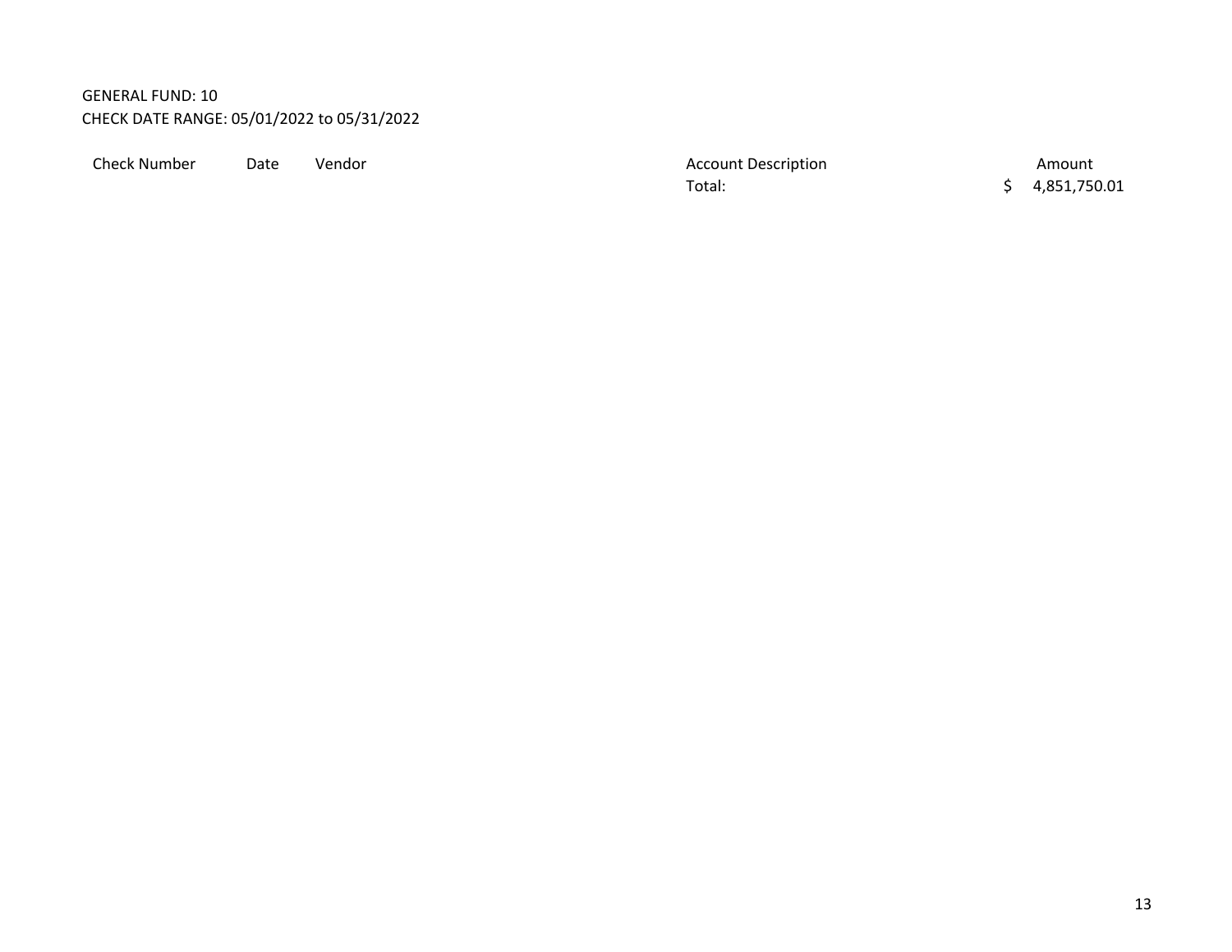GENERAL FUND: 10
CHECK DATE RANGE: 05/01/2022 to 05/31/2022

| Check Number | Date | Vendor | Account Description | Amount |
| --- | --- | --- | --- | --- |
| | | | Total: | $ 4,851,750.01 |